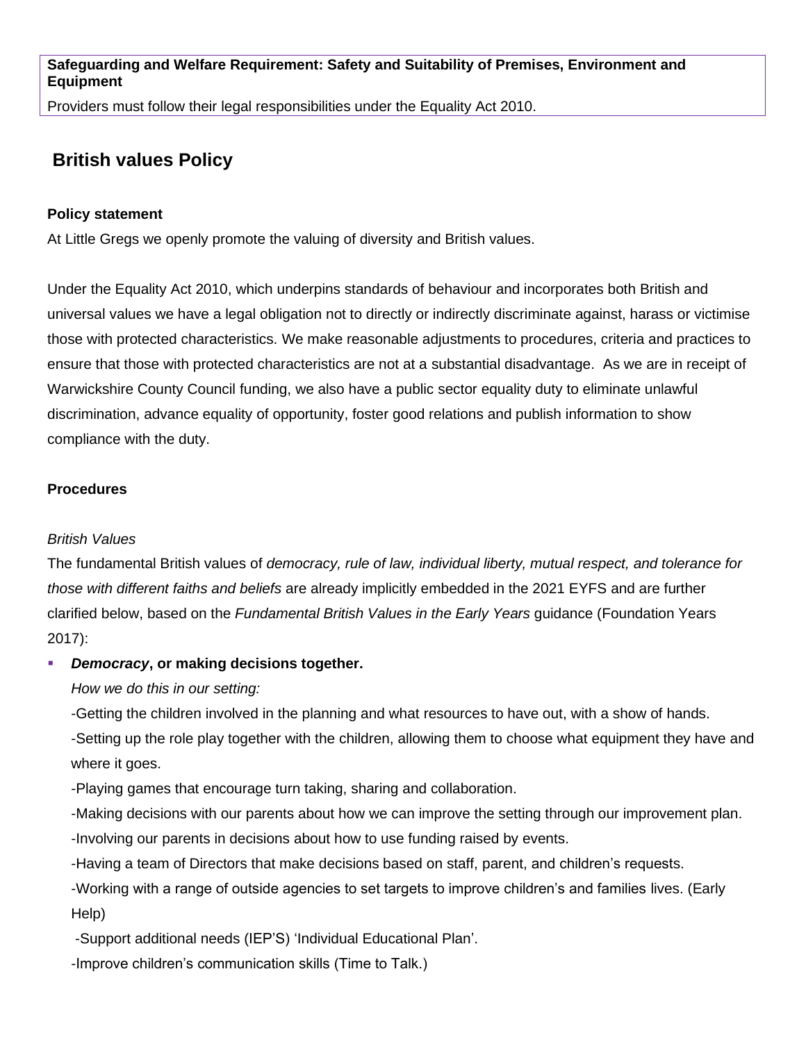**Safeguarding and Welfare Requirement: Safety and Suitability of Premises, Environment and Equipment**

Providers must follow their legal responsibilities under the Equality Act 2010.

## British values Policy

### Policy statement

At Little Gregs we openly promote the valuing of diversity and British values.

Under the Equality Act 2010, which underpins standards of behaviour and incorporates both British and universal values we have a legal obligation not to directly or indirectly discriminate against, harass or victimise those with protected characteristics. We make reasonable adjustments to procedures, criteria and practices to ensure that those with protected characteristics are not at a substantial disadvantage. As we are in receipt of Warwickshire County Council funding, we also have a public sector equality duty to eliminate unlawful discrimination, advance equality of opportunity, foster good relations and publish information to show compliance with the duty.

### Procedures

*British Values*

The fundamental British values of *democracy, rule of law, individual liberty, mutual respect, and tolerance for those with different faiths and beliefs* are already implicitly embedded in the 2021 EYFS and are further clarified below, based on the *Fundamental British Values in the Early Years* guidance (Foundation Years 2017):

- ***Democracy*, or making decisions together.**

  *How we do this in our setting:*

  -Getting the children involved in the planning and what resources to have out, with a show of hands.

  -Setting up the role play together with the children, allowing them to choose what equipment they have and where it goes.

  -Playing games that encourage turn taking, sharing and collaboration.

  -Making decisions with our parents about how we can improve the setting through our improvement plan.

  -Involving our parents in decisions about how to use funding raised by events.

  -Having a team of Directors that make decisions based on staff, parent, and children's requests.

  -Working with a range of outside agencies to set targets to improve children's and families lives. (Early Help)

  -Support additional needs (IEP'S) 'Individual Educational Plan'.

  -Improve children's communication skills (Time to Talk.)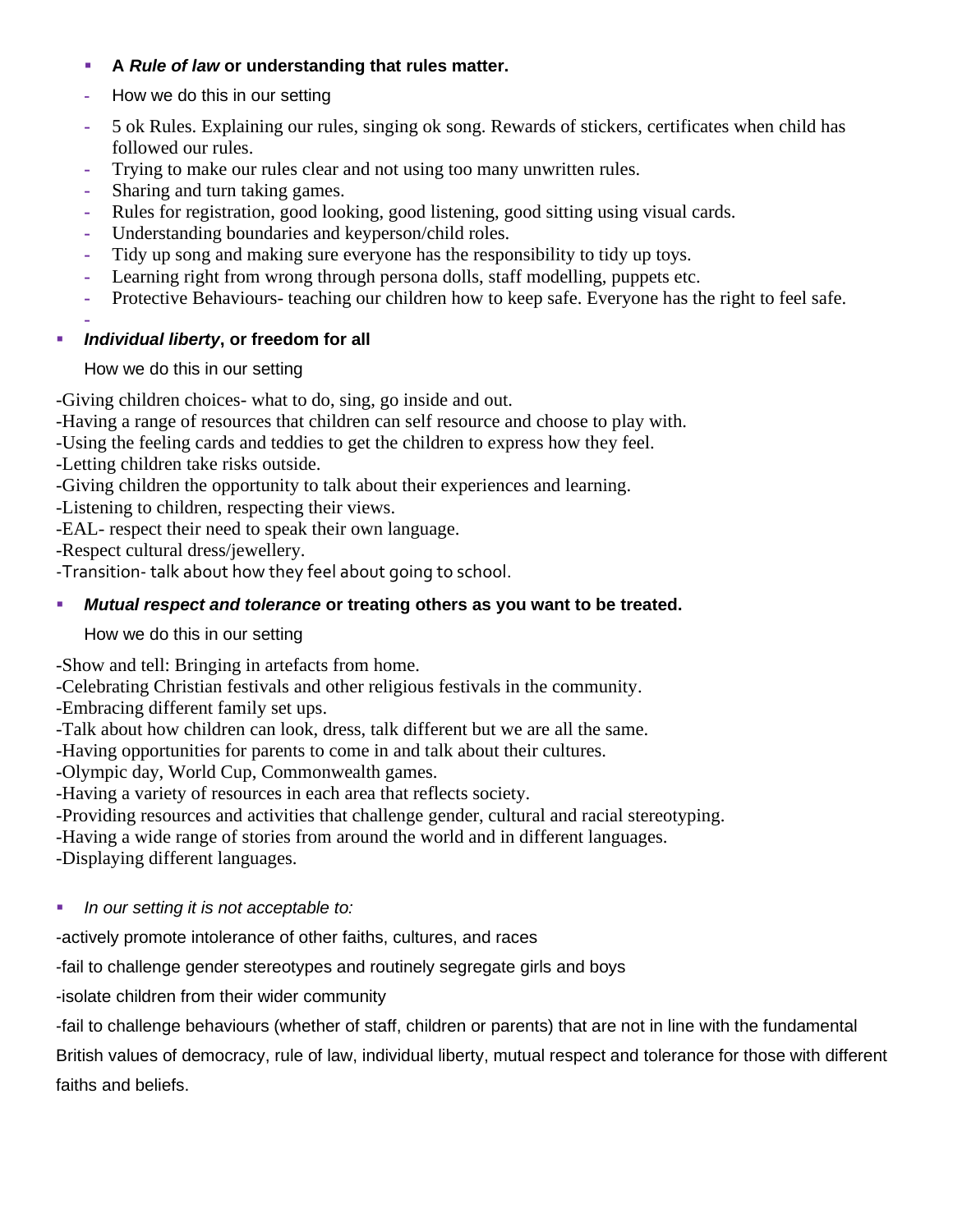- **A *Rule of law* or understanding that rules matter.**
  - How we do this in our setting
  - 5 ok Rules. Explaining our rules, singing ok song. Rewards of stickers, certificates when child has followed our rules.
  - Trying to make our rules clear and not using too many unwritten rules.
  - Sharing and turn taking games.
  - Rules for registration, good looking, good listening, good sitting using visual cards.
  - Understanding boundaries and keyperson/child roles.
  - Tidy up song and making sure everyone has the responsibility to tidy up toys.
  - Learning right from wrong through persona dolls, staff modelling, puppets etc.
  - Protective Behaviours- teaching our children how to keep safe. Everyone has the right to feel safe.
  -

- ***Individual liberty*, or freedom for all**

  How we do this in our setting

-Giving children choices- what to do, sing, go inside and out.

-Having a range of resources that children can self resource and choose to play with.

-Using the feeling cards and teddies to get the children to express how they feel.

-Letting children take risks outside.

-Giving children the opportunity to talk about their experiences and learning.

-Listening to children, respecting their views.

-EAL- respect their need to speak their own language.

-Respect cultural dress/jewellery.

-Transition- talk about how they feel about going to school.

- ***Mutual respect and tolerance* or treating others as you want to be treated.**

  How we do this in our setting

-Show and tell: Bringing in artefacts from home.

-Celebrating Christian festivals and other religious festivals in the community.

-Embracing different family set ups.

-Talk about how children can look, dress, talk different but we are all the same.

-Having opportunities for parents to come in and talk about their cultures.

-Olympic day, World Cup, Commonwealth games.

-Having a variety of resources in each area that reflects society.

-Providing resources and activities that challenge gender, cultural and racial stereotyping.

-Having a wide range of stories from around the world and in different languages.

-Displaying different languages.

- *In our setting it is not acceptable to:*

-actively promote intolerance of other faiths, cultures, and races

-fail to challenge gender stereotypes and routinely segregate girls and boys

-isolate children from their wider community

-fail to challenge behaviours (whether of staff, children or parents) that are not in line with the fundamental British values of democracy, rule of law, individual liberty, mutual respect and tolerance for those with different faiths and beliefs.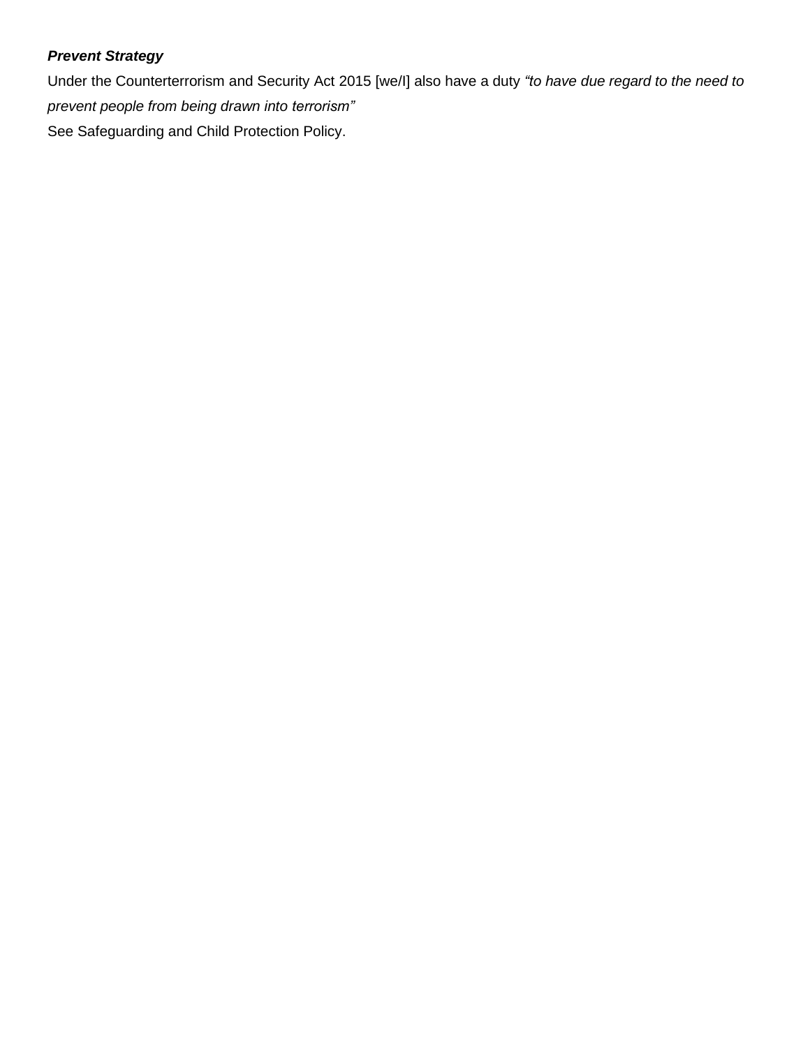***Prevent Strategy***

Under the Counterterrorism and Security Act 2015 [we/I] also have a duty *"to have due regard to the need to prevent people from being drawn into terrorism"*

See Safeguarding and Child Protection Policy.